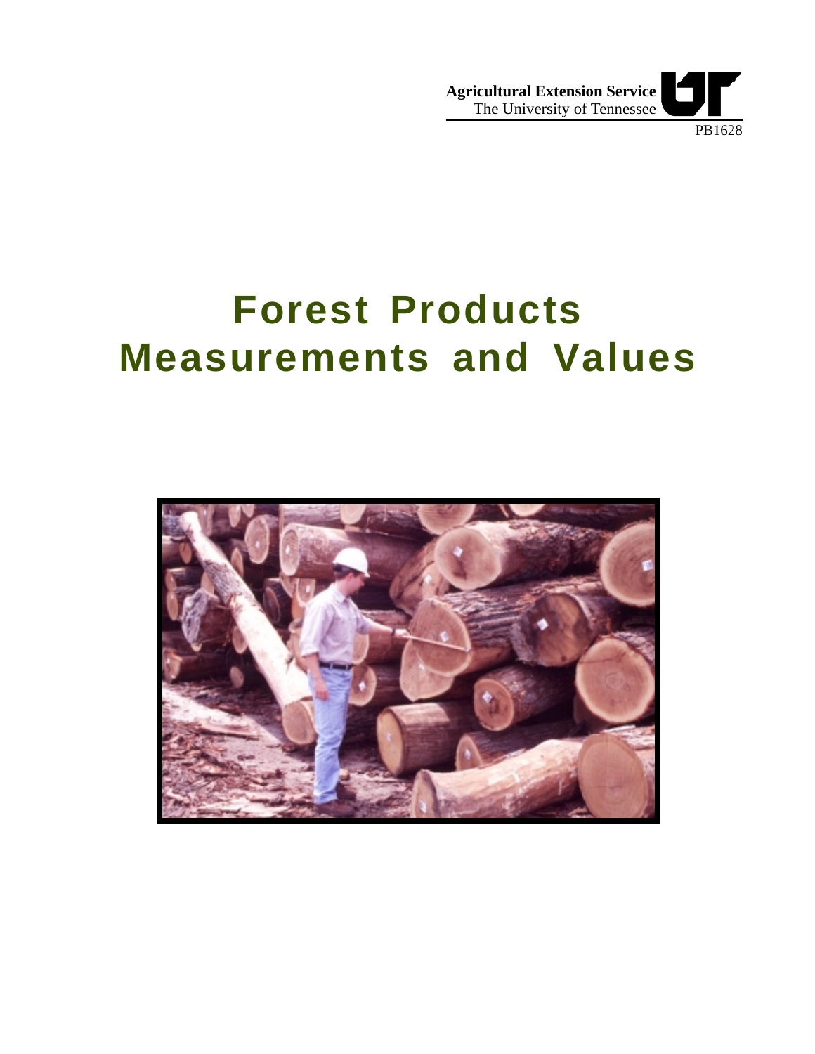**Agricultural Extension Service**
The University of Tennessee

PB1628

# Forest Products Measurements and Values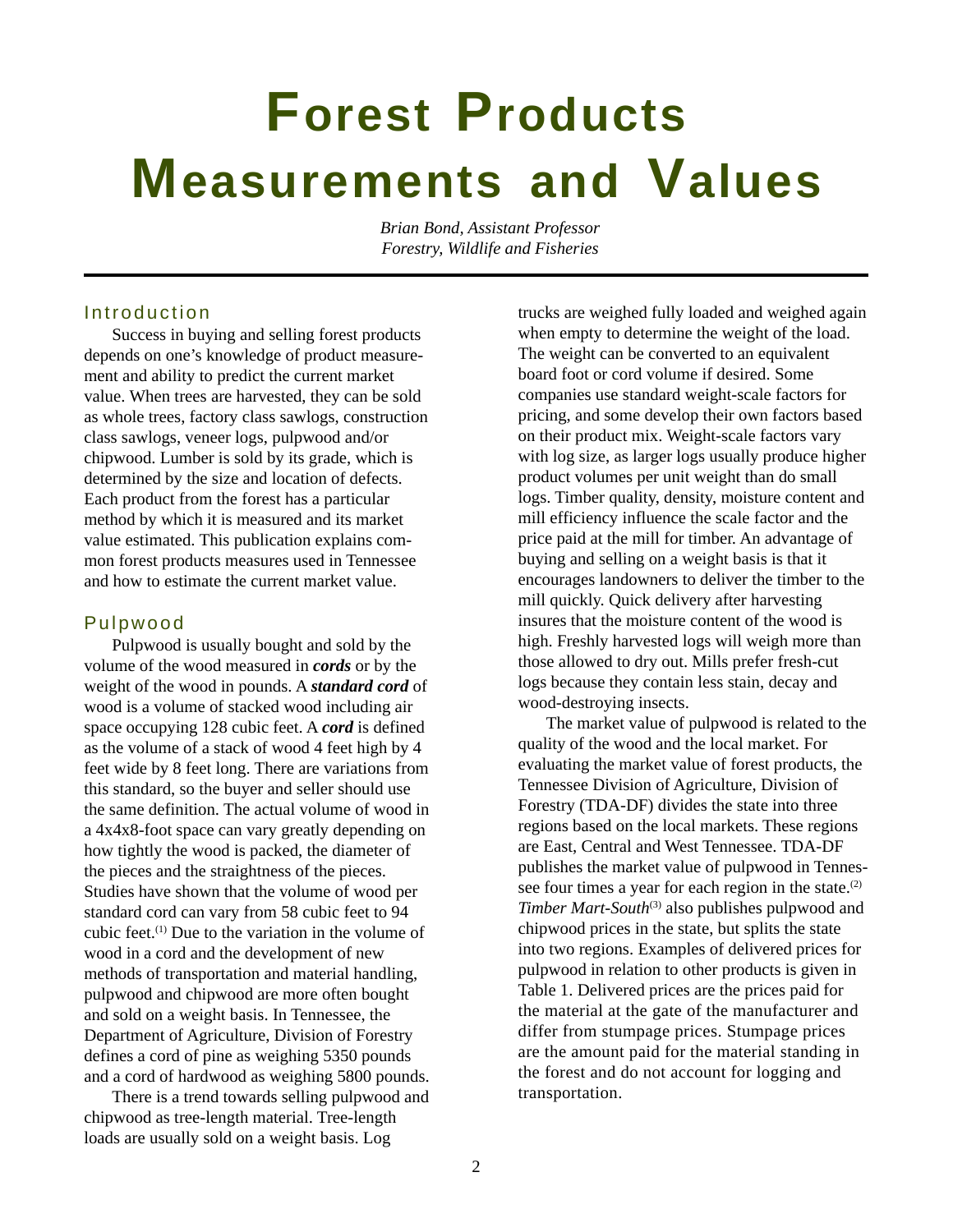# Forest Products Measurements and Values

*Brian Bond, Assistant Professor*
*Forestry, Wildlife and Fisheries*

## Introduction

Success in buying and selling forest products depends on one's knowledge of product measurement and ability to predict the current market value. When trees are harvested, they can be sold as whole trees, factory class sawlogs, construction class sawlogs, veneer logs, pulpwood and/or chipwood. Lumber is sold by its grade, which is determined by the size and location of defects. Each product from the forest has a particular method by which it is measured and its market value estimated. This publication explains common forest products measures used in Tennessee and how to estimate the current market value.

## Pulpwood

Pulpwood is usually bought and sold by the volume of the wood measured in ***cords*** or by the weight of the wood in pounds. A ***standard cord*** of wood is a volume of stacked wood including air space occupying 128 cubic feet. A ***cord*** is defined as the volume of a stack of wood 4 feet high by 4 feet wide by 8 feet long. There are variations from this standard, so the buyer and seller should use the same definition. The actual volume of wood in a 4x4x8-foot space can vary greatly depending on how tightly the wood is packed, the diameter of the pieces and the straightness of the pieces. Studies have shown that the volume of wood per standard cord can vary from 58 cubic feet to 94 cubic feet.[1] Due to the variation in the volume of wood in a cord and the development of new methods of transportation and material handling, pulpwood and chipwood are more often bought and sold on a weight basis. In Tennessee, the Department of Agriculture, Division of Forestry defines a cord of pine as weighing 5350 pounds and a cord of hardwood as weighing 5800 pounds.

There is a trend towards selling pulpwood and chipwood as tree-length material. Tree-length loads are usually sold on a weight basis. Log trucks are weighed fully loaded and weighed again when empty to determine the weight of the load. The weight can be converted to an equivalent board foot or cord volume if desired. Some companies use standard weight-scale factors for pricing, and some develop their own factors based on their product mix. Weight-scale factors vary with log size, as larger logs usually produce higher product volumes per unit weight than do small logs. Timber quality, density, moisture content and mill efficiency influence the scale factor and the price paid at the mill for timber. An advantage of buying and selling on a weight basis is that it encourages landowners to deliver the timber to the mill quickly. Quick delivery after harvesting insures that the moisture content of the wood is high. Freshly harvested logs will weigh more than those allowed to dry out. Mills prefer fresh-cut logs because they contain less stain, decay and wood-destroying insects.

The market value of pulpwood is related to the quality of the wood and the local market. For evaluating the market value of forest products, the Tennessee Division of Agriculture, Division of Forestry (TDA-DF) divides the state into three regions based on the local markets. These regions are East, Central and West Tennessee. TDA-DF publishes the market value of pulpwood in Tennessee four times a year for each region in the state.[2] *Timber Mart-South*[3] also publishes pulpwood and chipwood prices in the state, but splits the state into two regions. Examples of delivered prices for pulpwood in relation to other products is given in Table 1. Delivered prices are the prices paid for the material at the gate of the manufacturer and differ from stumpage prices. Stumpage prices are the amount paid for the material standing in the forest and do not account for logging and transportation.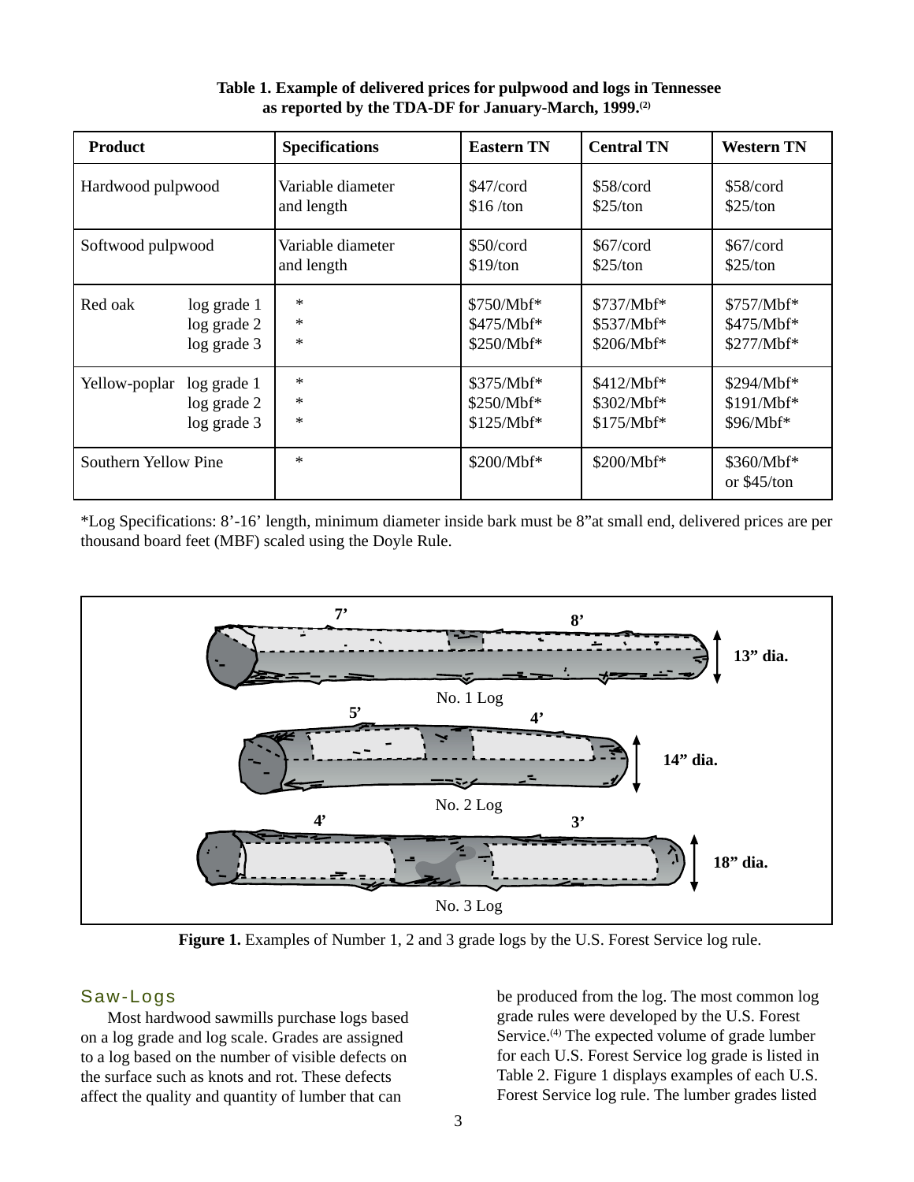**Table 1. Example of delivered prices for pulpwood and logs in Tennessee as reported by the TDA-DF for January-March, 1999.[2]**

| Product | | Specifications | Eastern TN | Central TN | Western TN |
|---|---|---|---|---|---|
| Hardwood pulpwood | | Variable diameter and length | $47/cord<br>$16 /ton | $58/cord<br>$25/ton | $58/cord<br>$25/ton |
| Softwood pulpwood | | Variable diameter and length | $50/cord<br>$19/ton | $67/cord<br>$25/ton | $67/cord<br>$25/ton |
| Red oak | log grade 1 | * | $750/Mbf* | $737/Mbf* | $757/Mbf* |
| | log grade 2 | * | $475/Mbf* | $537/Mbf* | $475/Mbf* |
| | log grade 3 | * | $250/Mbf* | $206/Mbf* | $277/Mbf* |
| Yellow-poplar | log grade 1 | * | $375/Mbf* | $412/Mbf* | $294/Mbf* |
| | log grade 2 | * | $250/Mbf* | $302/Mbf* | $191/Mbf* |
| | log grade 3 | * | $125/Mbf* | $175/Mbf* | $96/Mbf* |
| Southern Yellow Pine | | * | $200/Mbf* | $200/Mbf* | $360/Mbf*<br>or $45/ton |

*Log Specifications: 8'-16' length, minimum diameter inside bark must be 8"at small end, delivered prices are per thousand board feet (MBF) scaled using the Doyle Rule.

7' 8' 13" dia.
No. 1 Log
5' 4' 14" dia.
No. 2 Log
4' 3' 18" dia.
No. 3 Log

**Figure 1.** Examples of Number 1, 2 and 3 grade logs by the U.S. Forest Service log rule.

## Saw-Logs

Most hardwood sawmills purchase logs based on a log grade and log scale. Grades are assigned to a log based on the number of visible defects on the surface such as knots and rot. These defects affect the quality and quantity of lumber that can be produced from the log. The most common log grade rules were developed by the U.S. Forest Service.[4] The expected volume of grade lumber for each U.S. Forest Service log grade is listed in Table 2. Figure 1 displays examples of each U.S. Forest Service log rule. The lumber grades listed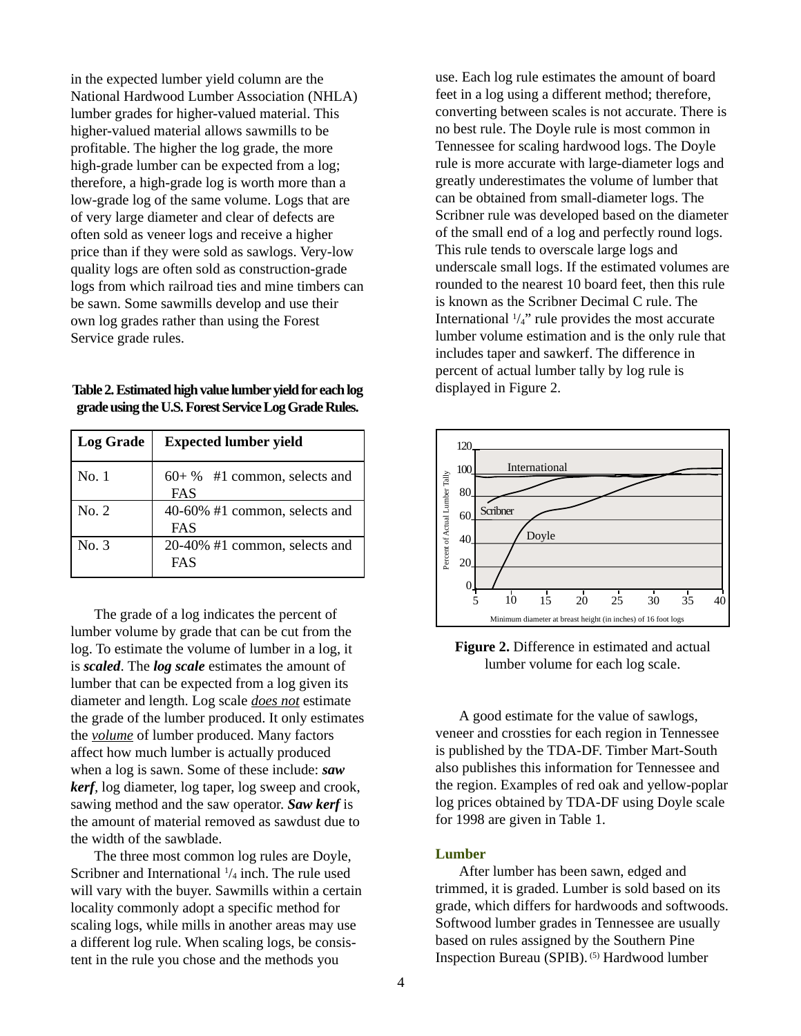in the expected lumber yield column are the National Hardwood Lumber Association (NHLA) lumber grades for higher-valued material. This higher-valued material allows sawmills to be profitable. The higher the log grade, the more high-grade lumber can be expected from a log; therefore, a high-grade log is worth more than a low-grade log of the same volume. Logs that are of very large diameter and clear of defects are often sold as veneer logs and receive a higher price than if they were sold as sawlogs. Very-low quality logs are often sold as construction-grade logs from which railroad ties and mine timbers can be sawn. Some sawmills develop and use their own log grades rather than using the Forest Service grade rules.

**Table 2. Estimated high value lumber yield for each log grade using the U.S. Forest Service Log Grade Rules.**

| Log Grade | Expected lumber yield |
|---|---|
| No. 1 | 60+ % #1 common, selects and FAS |
| No. 2 | 40-60% #1 common, selects and FAS |
| No. 3 | 20-40% #1 common, selects and FAS |

The grade of a log indicates the percent of lumber volume by grade that can be cut from the log. To estimate the volume of lumber in a log, it is ***scaled***. The ***log scale*** estimates the amount of lumber that can be expected from a log given its diameter and length. Log scale *does not* estimate the grade of the lumber produced. It only estimates the *volume* of lumber produced. Many factors affect how much lumber is actually produced when a log is sawn. Some of these include: ***saw kerf***, log diameter, log taper, log sweep and crook, sawing method and the saw operator. ***Saw kerf*** is the amount of material removed as sawdust due to the width of the sawblade.

The three most common log rules are Doyle, Scribner and International $^{1}/_{4}$ inch. The rule used will vary with the buyer. Sawmills within a certain locality commonly adopt a specific method for scaling logs, while mills in another areas may use a different log rule. When scaling logs, be consistent in the rule you chose and the methods you use. Each log rule estimates the amount of board feet in a log using a different method; therefore, converting between scales is not accurate. There is no best rule. The Doyle rule is most common in Tennessee for scaling hardwood logs. The Doyle rule is more accurate with large-diameter logs and greatly underestimates the volume of lumber that can be obtained from small-diameter logs. The Scribner rule was developed based on the diameter of the small end of a log and perfectly round logs. This rule tends to overscale large logs and underscale small logs. If the estimated volumes are rounded to the nearest 10 board feet, then this rule is known as the Scribner Decimal C rule. The International $^{1}/_{4}$" rule provides the most accurate lumber volume estimation and is the only rule that includes taper and sawkerf. The difference in percent of actual lumber tally by log rule is displayed in Figure 2.

**Figure 2.** Difference in estimated and actual lumber volume for each log scale.

A good estimate for the value of sawlogs, veneer and crossties for each region in Tennessee is published by the TDA-DF. Timber Mart-South also publishes this information for Tennessee and the region. Examples of red oak and yellow-poplar log prices obtained by TDA-DF using Doyle scale for 1998 are given in Table 1.

## Lumber

After lumber has been sawn, edged and trimmed, it is graded. Lumber is sold based on its grade, which differs for hardwoods and softwoods. Softwood lumber grades in Tennessee are usually based on rules assigned by the Southern Pine Inspection Bureau (SPIB).[5] Hardwood lumber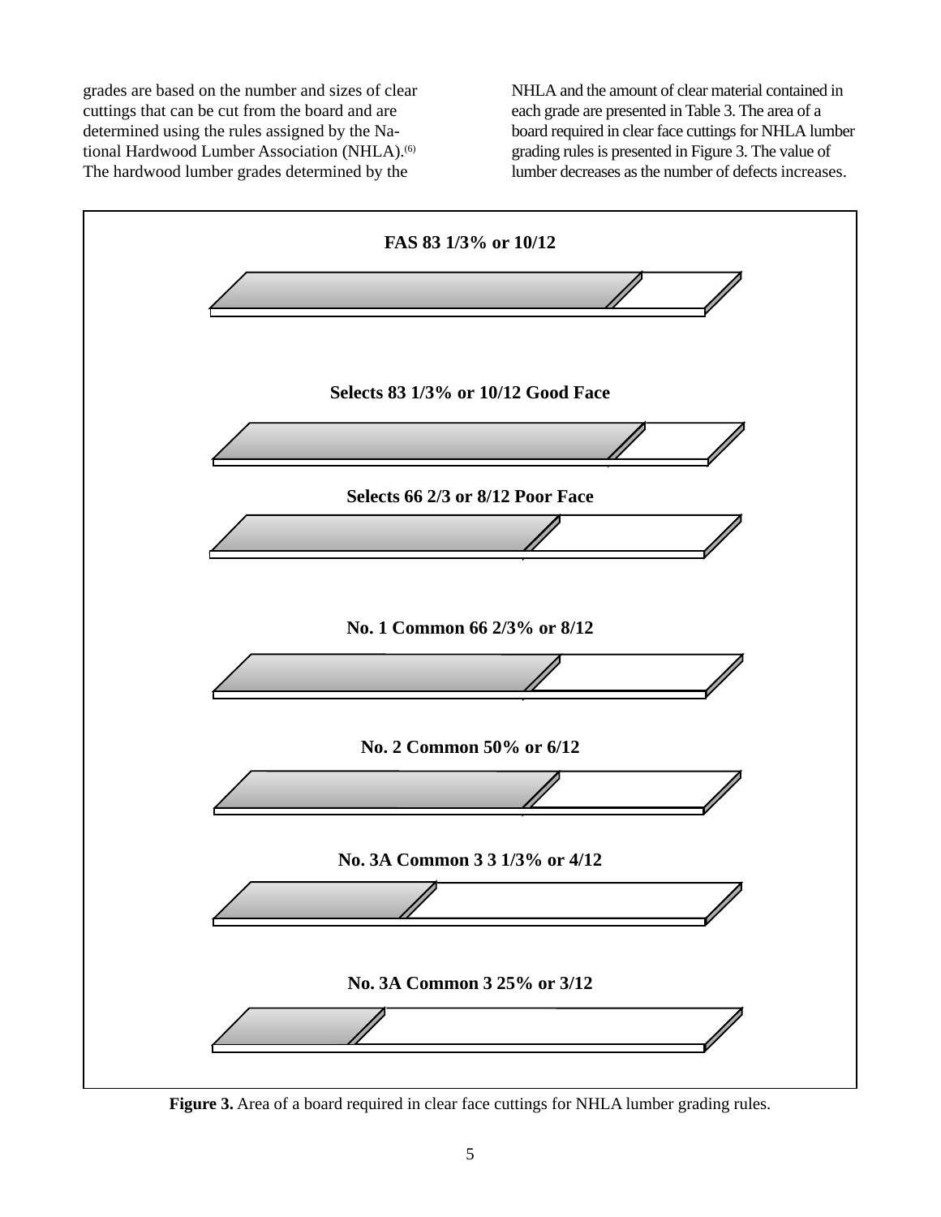grades are based on the number and sizes of clear cuttings that can be cut from the board and are determined using the rules assigned by the National Hardwood Lumber Association (NHLA).[6] The hardwood lumber grades determined by the NHLA and the amount of clear material contained in each grade are presented in Table 3. The area of a board required in clear face cuttings for NHLA lumber grading rules is presented in Figure 3. The value of lumber decreases as the number of defects increases.

FAS 83 1/3% or 10/12

Selects 83 1/3% or 10/12 Good Face

Selects 66 2/3 or 8/12 Poor Face

No. 1 Common 66 2/3% or 8/12

No. 2 Common 50% or 6/12

No. 3A Common 3 3 1/3% or 4/12

No. 3A Common 3 25% or 3/12

**Figure 3.** Area of a board required in clear face cuttings for NHLA lumber grading rules.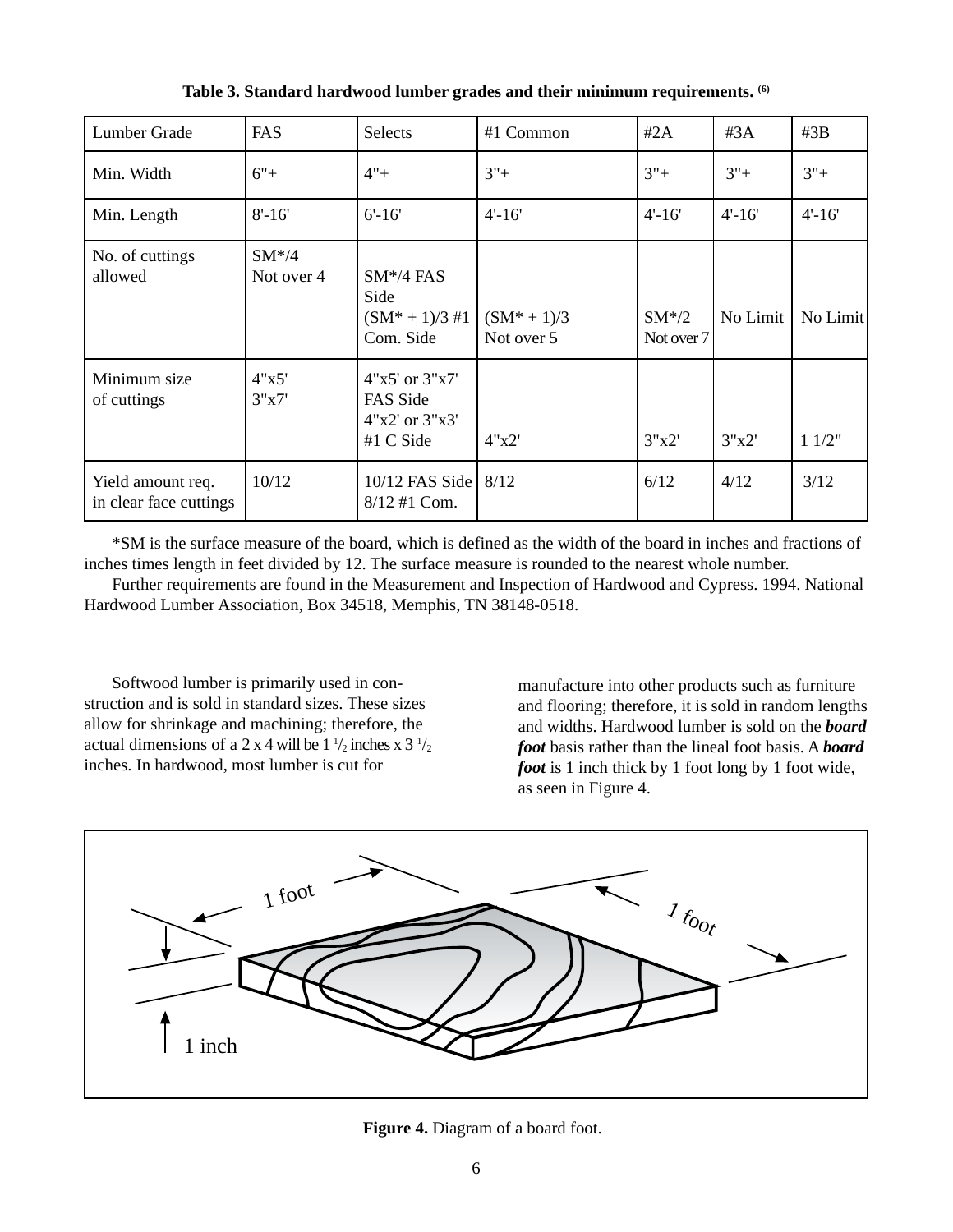**Table 3. Standard hardwood lumber grades and their minimum requirements.** [6]

| Lumber Grade | FAS | Selects | #1 Common | #2A | #3A | #3B |
|---|---|---|---|---|---|---|
| Min. Width | 6"+ | 4"+ | 3"+ | 3"+ | 3"+ | 3"+ |
| Min. Length | 8'-16' | 6'-16' | 4'-16' | 4'-16' | 4'-16' | 4'-16' |
| No. of cuttings allowed | SM*/4 Not over 4 | SM*/4 FAS Side (SM* + 1)/3 #1 Com. Side | (SM* + 1)/3 Not over 5 | SM*/2 Not over 7 | No Limit | No Limit |
| Minimum size of cuttings | 4"x5' 3"x7' | 4"x5' or 3"x7' FAS Side 4"x2' or 3"x3' #1 C Side | 4"x2' | 3"x2' | 3"x2' | 1 1/2" |
| Yield amount req. in clear face cuttings | 10/12 | 10/12 FAS Side 8/12 #1 Com. | 8/12 | 6/12 | 4/12 | 3/12 |

*SM is the surface measure of the board, which is defined as the width of the board in inches and fractions of inches times length in feet divided by 12. The surface measure is rounded to the nearest whole number.

Further requirements are found in the Measurement and Inspection of Hardwood and Cypress. 1994. National Hardwood Lumber Association, Box 34518, Memphis, TN 38148-0518.

Softwood lumber is primarily used in construction and is sold in standard sizes. These sizes allow for shrinkage and machining; therefore, the actual dimensions of a 2 x 4 will be 1 1/2 inches x 3 1/2 inches. In hardwood, most lumber is cut for manufacture into other products such as furniture and flooring; therefore, it is sold in random lengths and widths. Hardwood lumber is sold on the ***board foot*** basis rather than the lineal foot basis. A ***board foot*** is 1 inch thick by 1 foot long by 1 foot wide, as seen in Figure 4.

**Figure 4.** Diagram of a board foot.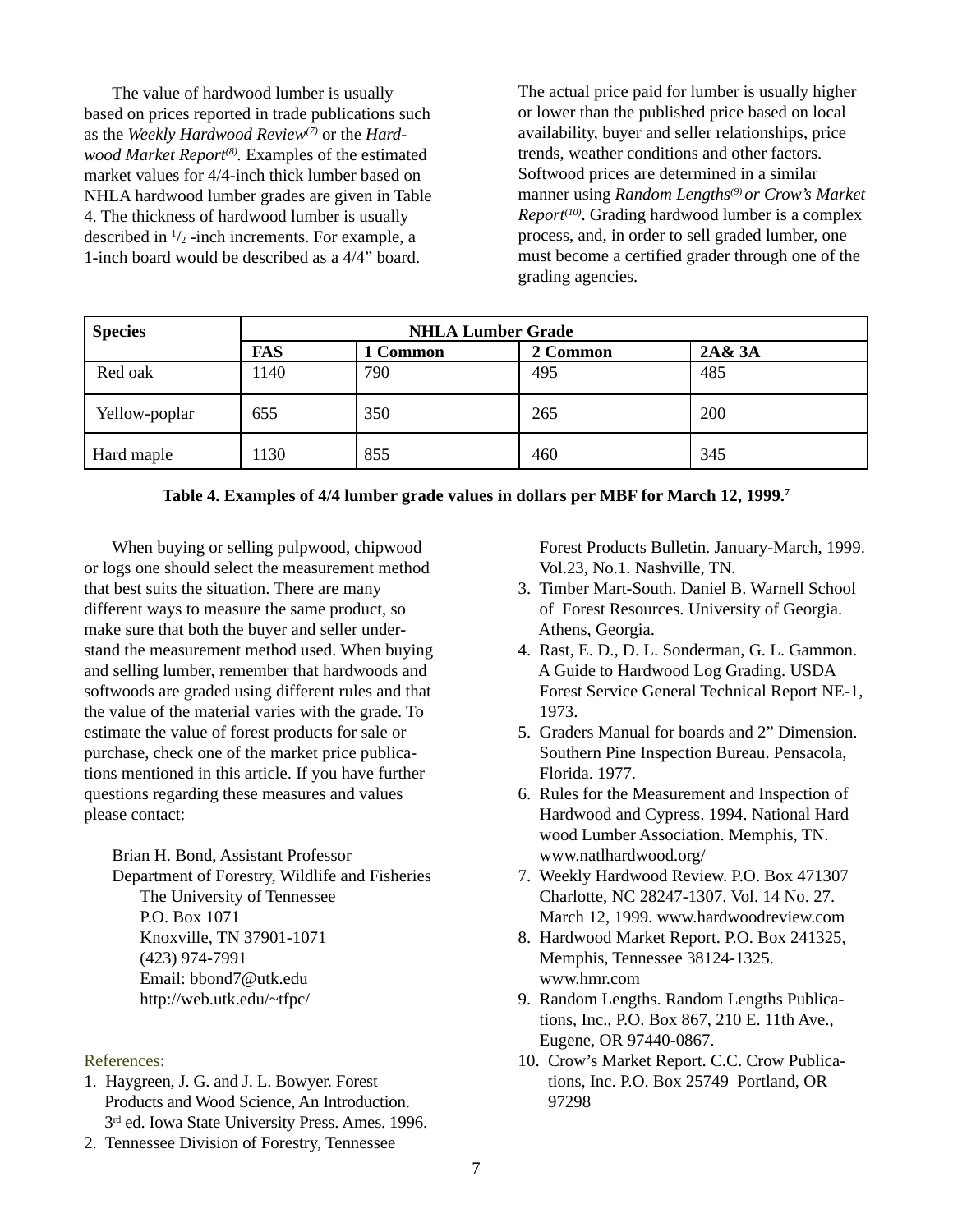The value of hardwood lumber is usually based on prices reported in trade publications such as the *Weekly Hardwood Review*[7] or the *Hardwood Market Report*[8]. Examples of the estimated market values for 4/4-inch thick lumber based on NHLA hardwood lumber grades are given in Table 4. The thickness of hardwood lumber is usually described in $^1/_2$ -inch increments. For example, a 1-inch board would be described as a 4/4" board. The actual price paid for lumber is usually higher or lower than the published price based on local availability, buyer and seller relationships, price trends, weather conditions and other factors. Softwood prices are determined in a similar manner using *Random Lengths*[9] *or Crow's Market Report*[10]. Grading hardwood lumber is a complex process, and, in order to sell graded lumber, one must become a certified grader through one of the grading agencies.

| **Species** | **NHLA Lumber Grade** | | | |
|---|---|---|---|---|
| | **FAS** | **1 Common** | **2 Common** | **2A& 3A** |
| Red oak | 1140 | 790 | 495 | 485 |
| Yellow-poplar | 655 | 350 | 265 | 200 |
| Hard maple | 1130 | 855 | 460 | 345 |

**Table 4. Examples of 4/4 lumber grade values in dollars per MBF for March 12, 1999.[7]**

When buying or selling pulpwood, chipwood or logs one should select the measurement method that best suits the situation. There are many different ways to measure the same product, so make sure that both the buyer and seller understand the measurement method used. When buying and selling lumber, remember that hardwoods and softwoods are graded using different rules and that the value of the material varies with the grade. To estimate the value of forest products for sale or purchase, check one of the market price publications mentioned in this article. If you have further questions regarding these measures and values please contact:

Brian H. Bond, Assistant Professor
Department of Forestry, Wildlife and Fisheries
The University of Tennessee
P.O. Box 1071
Knoxville, TN 37901-1071
(423) 974-7991
Email: bbond7@utk.edu
http://web.utk.edu/~tfpc/

References:

1. Haygreen, J. G. and J. L. Bowyer. Forest Products and Wood Science, An Introduction. 3rd ed. Iowa State University Press. Ames. 1996.
2. Tennessee Division of Forestry, Tennessee Forest Products Bulletin. January-March, 1999. Vol.23, No.1. Nashville, TN.
3. Timber Mart-South. Daniel B. Warnell School of Forest Resources. University of Georgia. Athens, Georgia.
4. Rast, E. D., D. L. Sonderman, G. L. Gammon. A Guide to Hardwood Log Grading. USDA Forest Service General Technical Report NE-1, 1973.
5. Graders Manual for boards and 2" Dimension. Southern Pine Inspection Bureau. Pensacola, Florida. 1977.
6. Rules for the Measurement and Inspection of Hardwood and Cypress. 1994. National Hard wood Lumber Association. Memphis, TN. www.natlhardwood.org/
7. Weekly Hardwood Review. P.O. Box 471307 Charlotte, NC 28247-1307. Vol. 14 No. 27. March 12, 1999. www.hardwoodreview.com
8. Hardwood Market Report. P.O. Box 241325, Memphis, Tennessee 38124-1325. www.hmr.com
9. Random Lengths. Random Lengths Publications, Inc., P.O. Box 867, 210 E. 11th Ave., Eugene, OR 97440-0867.
10. Crow's Market Report. C.C. Crow Publications, Inc. P.O. Box 25749 Portland, OR 97298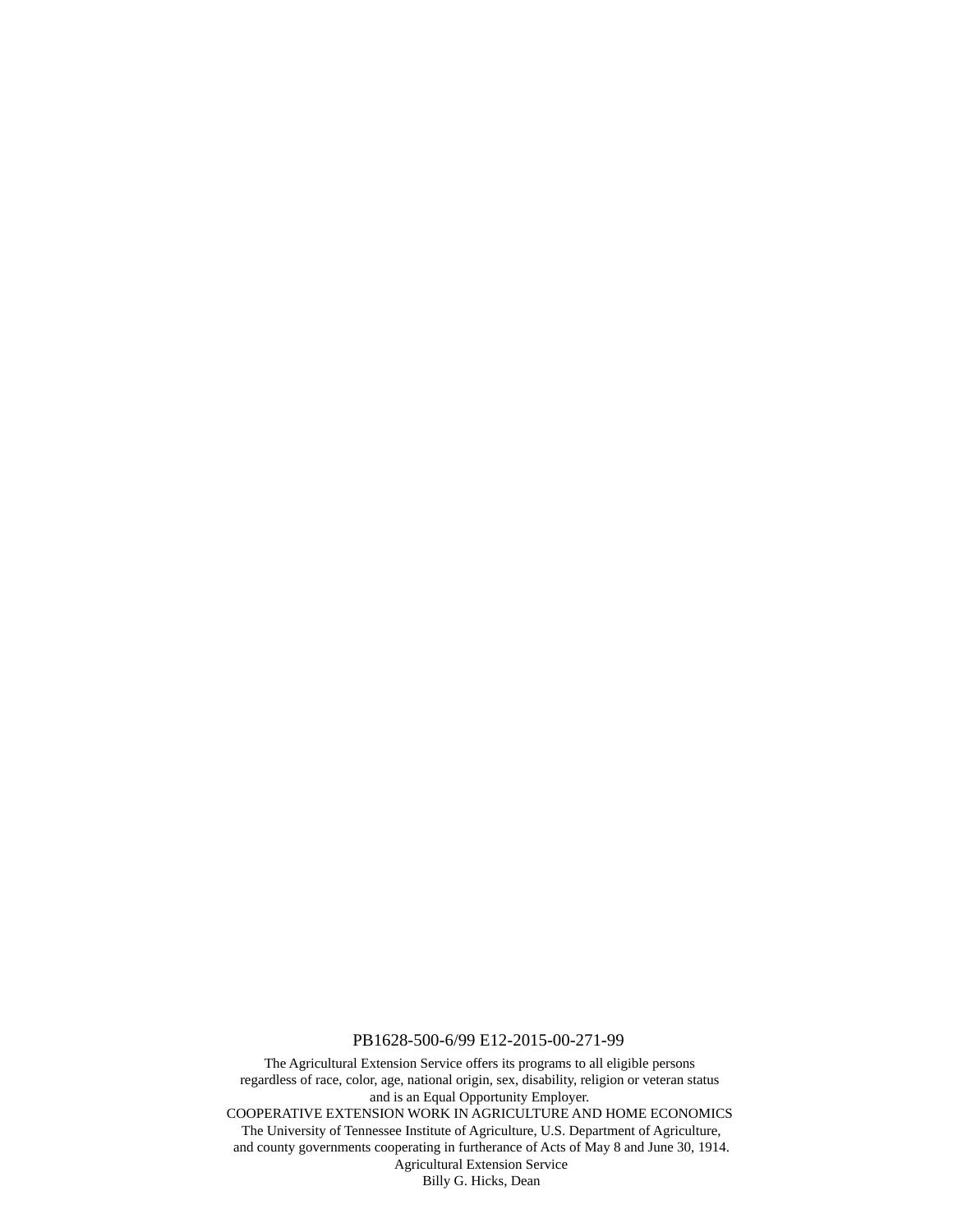PB1628-500-6/99 E12-2015-00-271-99

The Agricultural Extension Service offers its programs to all eligible persons
regardless of race, color, age, national origin, sex, disability, religion or veteran status
and is an Equal Opportunity Employer.

COOPERATIVE EXTENSION WORK IN AGRICULTURE AND HOME ECONOMICS
The University of Tennessee Institute of Agriculture, U.S. Department of Agriculture,
and county governments cooperating in furtherance of Acts of May 8 and June 30, 1914.
Agricultural Extension Service
Billy G. Hicks, Dean